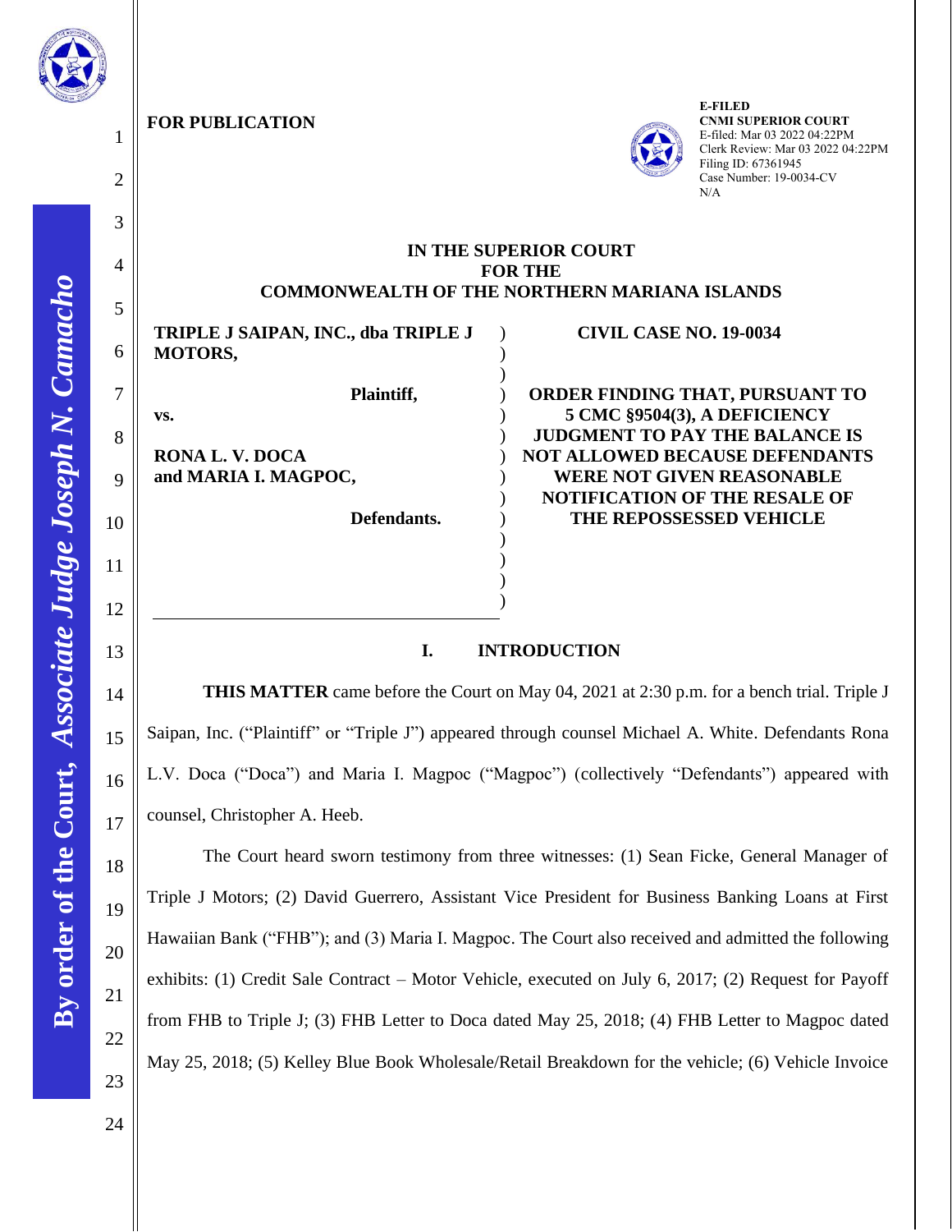**FOR PUBLICATION**

E-FILED
CNMI SUPERIOR COURT
E-filed: Mar 03 2022 04:22PM
Clerk Review: Mar 03 2022 04:22PM
Filing ID: 67361945
Case Number: 19-0034-CV
N/A

**IN THE SUPERIOR COURT**
**FOR THE**
**COMMONWEALTH OF THE NORTHERN MARIANA ISLANDS**

**TRIPLE J SAIPAN, INC., dba TRIPLE J MOTORS,**

**Plaintiff,**

**vs.**

**RONA L. V. DOCA and MARIA I. MAGPOC,**

**Defendants.**

**CIVIL CASE NO. 19-0034**

**ORDER FINDING THAT, PURSUANT TO 5 CMC §9504(3), A DEFICIENCY JUDGMENT TO PAY THE BALANCE IS NOT ALLOWED BECAUSE DEFENDANTS WERE NOT GIVEN REASONABLE NOTIFICATION OF THE RESALE OF THE REPOSSESSED VEHICLE**

## I. INTRODUCTION

**THIS MATTER** came before the Court on May 04, 2021 at 2:30 p.m. for a bench trial. Triple J Saipan, Inc. ("Plaintiff" or "Triple J") appeared through counsel Michael A. White. Defendants Rona L.V. Doca ("Doca") and Maria I. Magpoc ("Magpoc") (collectively "Defendants") appeared with counsel, Christopher A. Heeb.

The Court heard sworn testimony from three witnesses: (1) Sean Ficke, General Manager of Triple J Motors; (2) David Guerrero, Assistant Vice President for Business Banking Loans at First Hawaiian Bank ("FHB"); and (3) Maria I. Magpoc. The Court also received and admitted the following exhibits: (1) Credit Sale Contract – Motor Vehicle, executed on July 6, 2017; (2) Request for Payoff from FHB to Triple J; (3) FHB Letter to Doca dated May 25, 2018; (4) FHB Letter to Magpoc dated May 25, 2018; (5) Kelley Blue Book Wholesale/Retail Breakdown for the vehicle; (6) Vehicle Invoice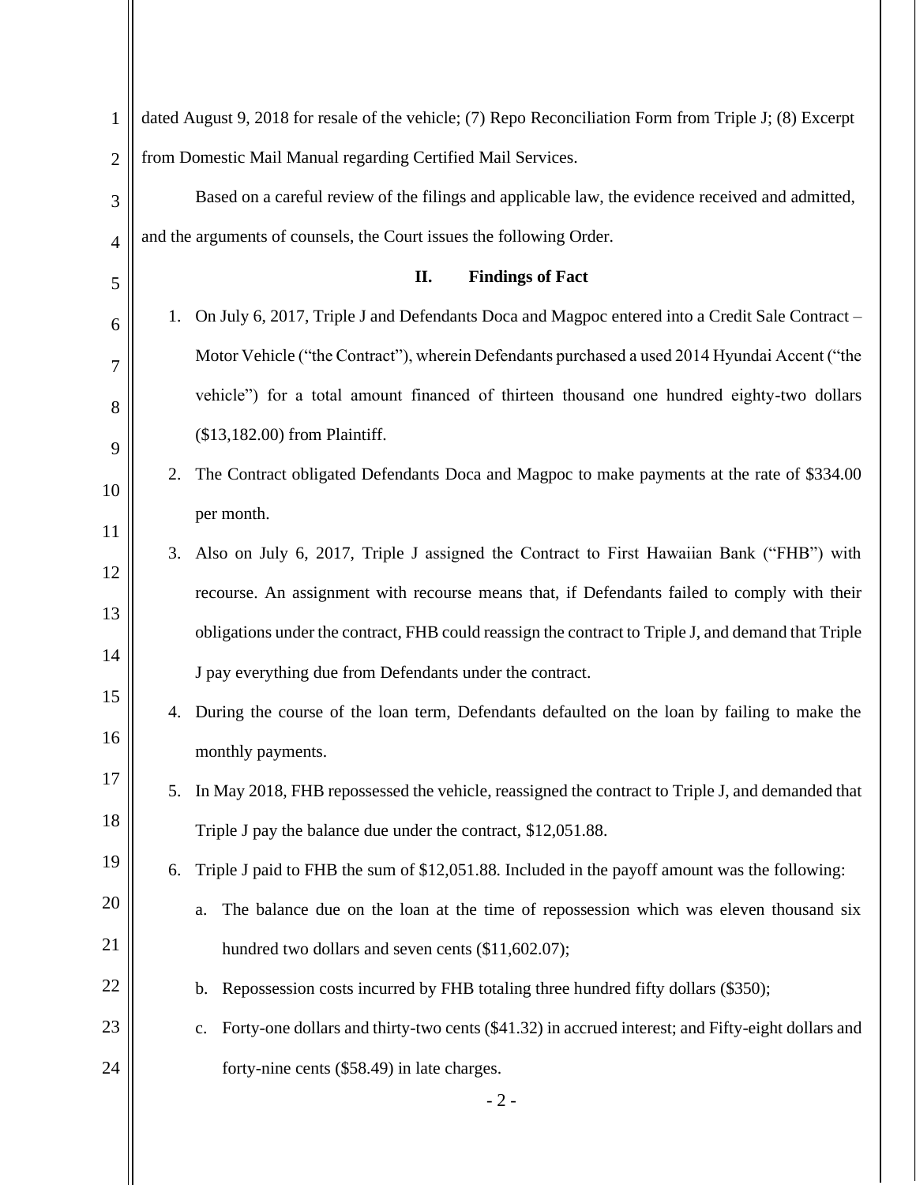dated August 9, 2018 for resale of the vehicle; (7) Repo Reconciliation Form from Triple J; (8) Excerpt from Domestic Mail Manual regarding Certified Mail Services.

Based on a careful review of the filings and applicable law, the evidence received and admitted, and the arguments of counsels, the Court issues the following Order.

## II. Findings of Fact

1. On July 6, 2017, Triple J and Defendants Doca and Magpoc entered into a Credit Sale Contract – Motor Vehicle ("the Contract"), wherein Defendants purchased a used 2014 Hyundai Accent ("the vehicle") for a total amount financed of thirteen thousand one hundred eighty-two dollars ($13,182.00) from Plaintiff.
2. The Contract obligated Defendants Doca and Magpoc to make payments at the rate of $334.00 per month.
3. Also on July 6, 2017, Triple J assigned the Contract to First Hawaiian Bank ("FHB") with recourse. An assignment with recourse means that, if Defendants failed to comply with their obligations under the contract, FHB could reassign the contract to Triple J, and demand that Triple J pay everything due from Defendants under the contract.
4. During the course of the loan term, Defendants defaulted on the loan by failing to make the monthly payments.
5. In May 2018, FHB repossessed the vehicle, reassigned the contract to Triple J, and demanded that Triple J pay the balance due under the contract, $12,051.88.
6. Triple J paid to FHB the sum of $12,051.88. Included in the payoff amount was the following:
   a. The balance due on the loan at the time of repossession which was eleven thousand six hundred two dollars and seven cents ($11,602.07);
   b. Repossession costs incurred by FHB totaling three hundred fifty dollars ($350);
   c. Forty-one dollars and thirty-two cents ($41.32) in accrued interest; and Fifty-eight dollars and forty-nine cents ($58.49) in late charges.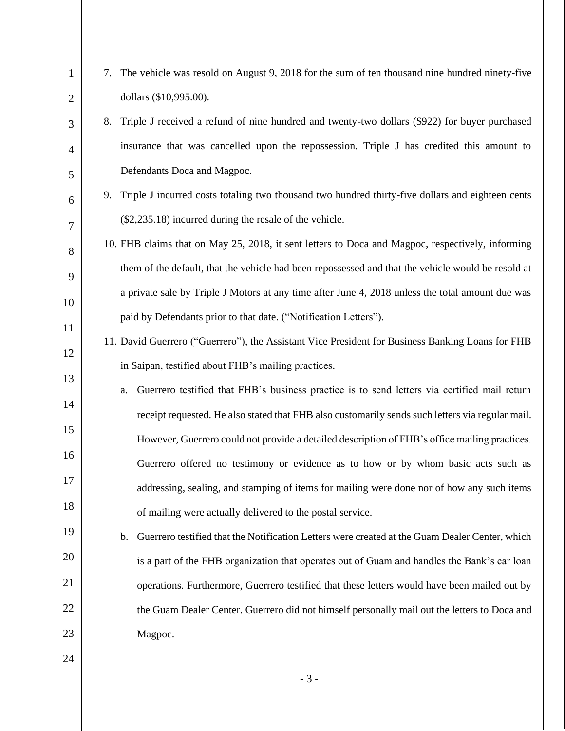7. The vehicle was resold on August 9, 2018 for the sum of ten thousand nine hundred ninety-five dollars ($10,995.00).
8. Triple J received a refund of nine hundred and twenty-two dollars ($922) for buyer purchased insurance that was cancelled upon the repossession. Triple J has credited this amount to Defendants Doca and Magpoc.
9. Triple J incurred costs totaling two thousand two hundred thirty-five dollars and eighteen cents ($2,235.18) incurred during the resale of the vehicle.
10. FHB claims that on May 25, 2018, it sent letters to Doca and Magpoc, respectively, informing them of the default, that the vehicle had been repossessed and that the vehicle would be resold at a private sale by Triple J Motors at any time after June 4, 2018 unless the total amount due was paid by Defendants prior to that date. ("Notification Letters").
11. David Guerrero ("Guerrero"), the Assistant Vice President for Business Banking Loans for FHB in Saipan, testified about FHB's mailing practices.
    a. Guerrero testified that FHB's business practice is to send letters via certified mail return receipt requested. He also stated that FHB also customarily sends such letters via regular mail. However, Guerrero could not provide a detailed description of FHB's office mailing practices. Guerrero offered no testimony or evidence as to how or by whom basic acts such as addressing, sealing, and stamping of items for mailing were done nor of how any such items of mailing were actually delivered to the postal service.
    b. Guerrero testified that the Notification Letters were created at the Guam Dealer Center, which is a part of the FHB organization that operates out of Guam and handles the Bank's car loan operations. Furthermore, Guerrero testified that these letters would have been mailed out by the Guam Dealer Center. Guerrero did not himself personally mail out the letters to Doca and Magpoc.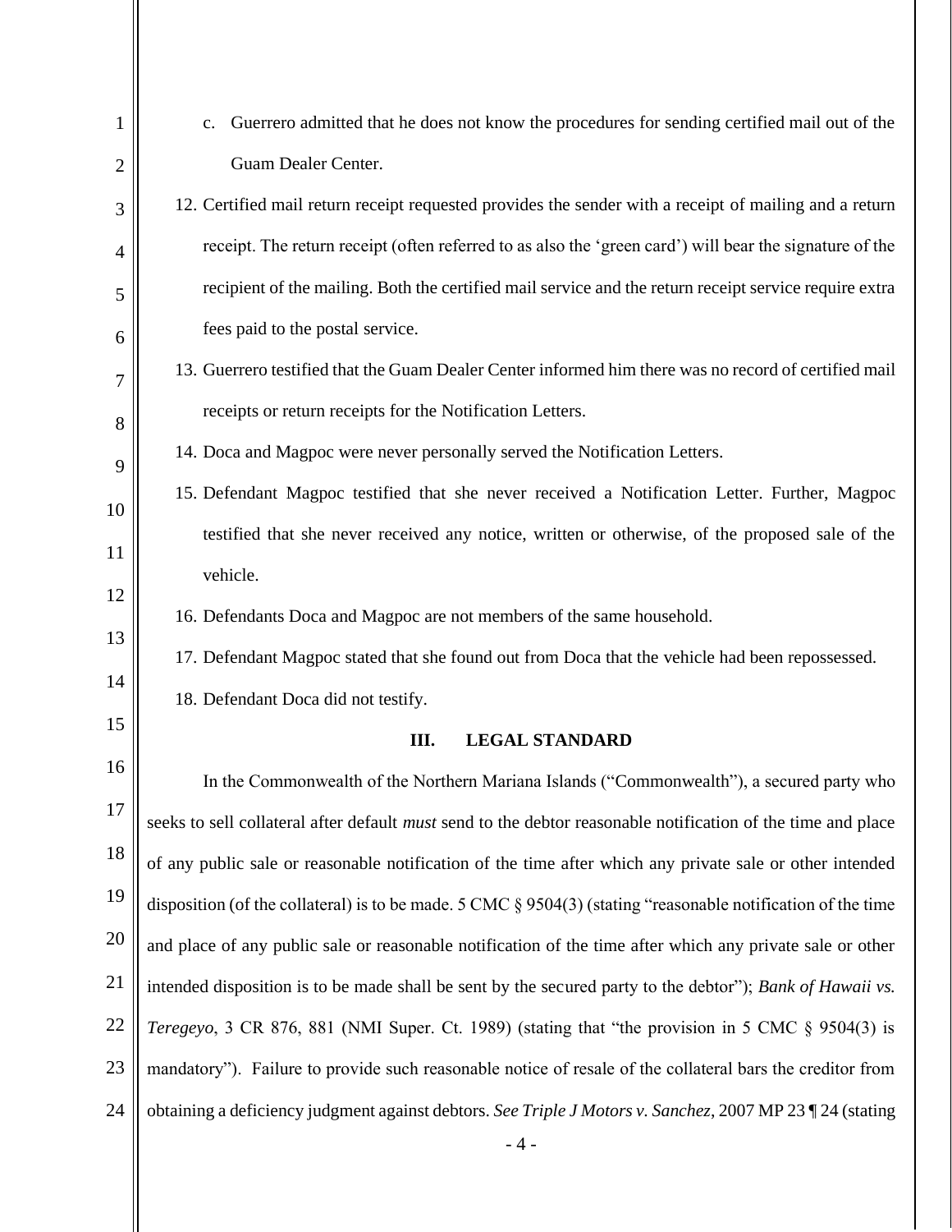c. Guerrero admitted that he does not know the procedures for sending certified mail out of the Guam Dealer Center.

12. Certified mail return receipt requested provides the sender with a receipt of mailing and a return receipt. The return receipt (often referred to as also the 'green card') will bear the signature of the recipient of the mailing. Both the certified mail service and the return receipt service require extra fees paid to the postal service.
13. Guerrero testified that the Guam Dealer Center informed him there was no record of certified mail receipts or return receipts for the Notification Letters.
14. Doca and Magpoc were never personally served the Notification Letters.
15. Defendant Magpoc testified that she never received a Notification Letter. Further, Magpoc testified that she never received any notice, written or otherwise, of the proposed sale of the vehicle.
16. Defendants Doca and Magpoc are not members of the same household.
17. Defendant Magpoc stated that she found out from Doca that the vehicle had been repossessed.
18. Defendant Doca did not testify.

## III. LEGAL STANDARD

In the Commonwealth of the Northern Mariana Islands ("Commonwealth"), a secured party who seeks to sell collateral after default *must* send to the debtor reasonable notification of the time and place of any public sale or reasonable notification of the time after which any private sale or other intended disposition (of the collateral) is to be made. 5 CMC § 9504(3) (stating "reasonable notification of the time and place of any public sale or reasonable notification of the time after which any private sale or other intended disposition is to be made shall be sent by the secured party to the debtor"); *Bank of Hawaii vs. Teregeyo*, 3 CR 876, 881 (NMI Super. Ct. 1989) (stating that "the provision in 5 CMC § 9504(3) is mandatory"). Failure to provide such reasonable notice of resale of the collateral bars the creditor from obtaining a deficiency judgment against debtors. *See Triple J Motors v. Sanchez*, 2007 MP 23 ¶ 24 (stating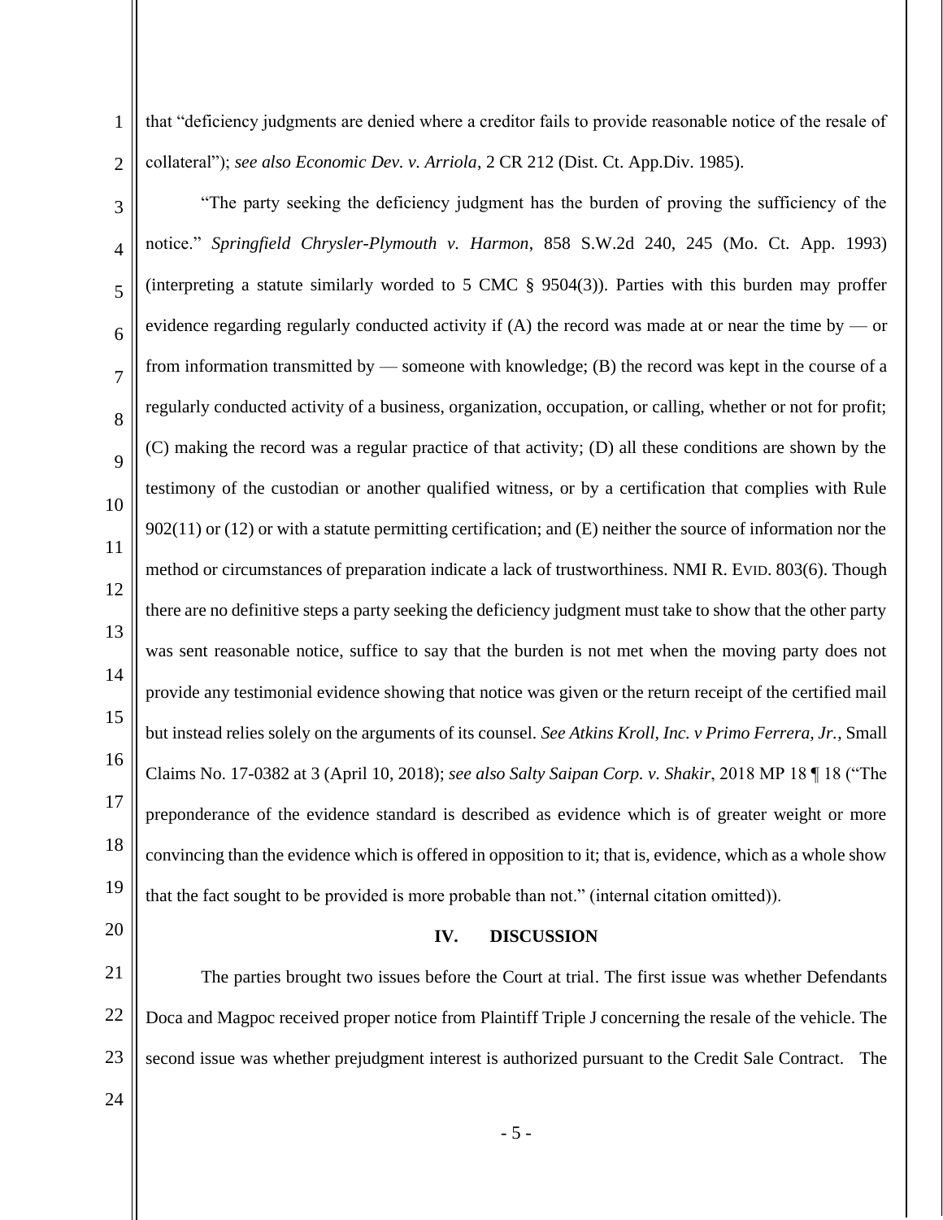that "deficiency judgments are denied where a creditor fails to provide reasonable notice of the resale of collateral"); *see also Economic Dev. v. Arriola*, 2 CR 212 (Dist. Ct. App.Div. 1985).

"The party seeking the deficiency judgment has the burden of proving the sufficiency of the notice." *Springfield Chrysler-Plymouth v. Harmon*, 858 S.W.2d 240, 245 (Mo. Ct. App. 1993) (interpreting a statute similarly worded to 5 CMC § 9504(3)). Parties with this burden may proffer evidence regarding regularly conducted activity if (A) the record was made at or near the time by — or from information transmitted by — someone with knowledge; (B) the record was kept in the course of a regularly conducted activity of a business, organization, occupation, or calling, whether or not for profit; (C) making the record was a regular practice of that activity; (D) all these conditions are shown by the testimony of the custodian or another qualified witness, or by a certification that complies with Rule 902(11) or (12) or with a statute permitting certification; and (E) neither the source of information nor the method or circumstances of preparation indicate a lack of trustworthiness. NMI R. EVID. 803(6). Though there are no definitive steps a party seeking the deficiency judgment must take to show that the other party was sent reasonable notice, suffice to say that the burden is not met when the moving party does not provide any testimonial evidence showing that notice was given or the return receipt of the certified mail but instead relies solely on the arguments of its counsel. *See Atkins Kroll, Inc. v Primo Ferrera, Jr.*, Small Claims No. 17-0382 at 3 (April 10, 2018); *see also Salty Saipan Corp. v. Shakir*, 2018 MP 18 ¶ 18 ("The preponderance of the evidence standard is described as evidence which is of greater weight or more convincing than the evidence which is offered in opposition to it; that is, evidence, which as a whole show that the fact sought to be provided is more probable than not." (internal citation omitted)).

## IV. DISCUSSION

The parties brought two issues before the Court at trial. The first issue was whether Defendants Doca and Magpoc received proper notice from Plaintiff Triple J concerning the resale of the vehicle. The second issue was whether prejudgment interest is authorized pursuant to the Credit Sale Contract. The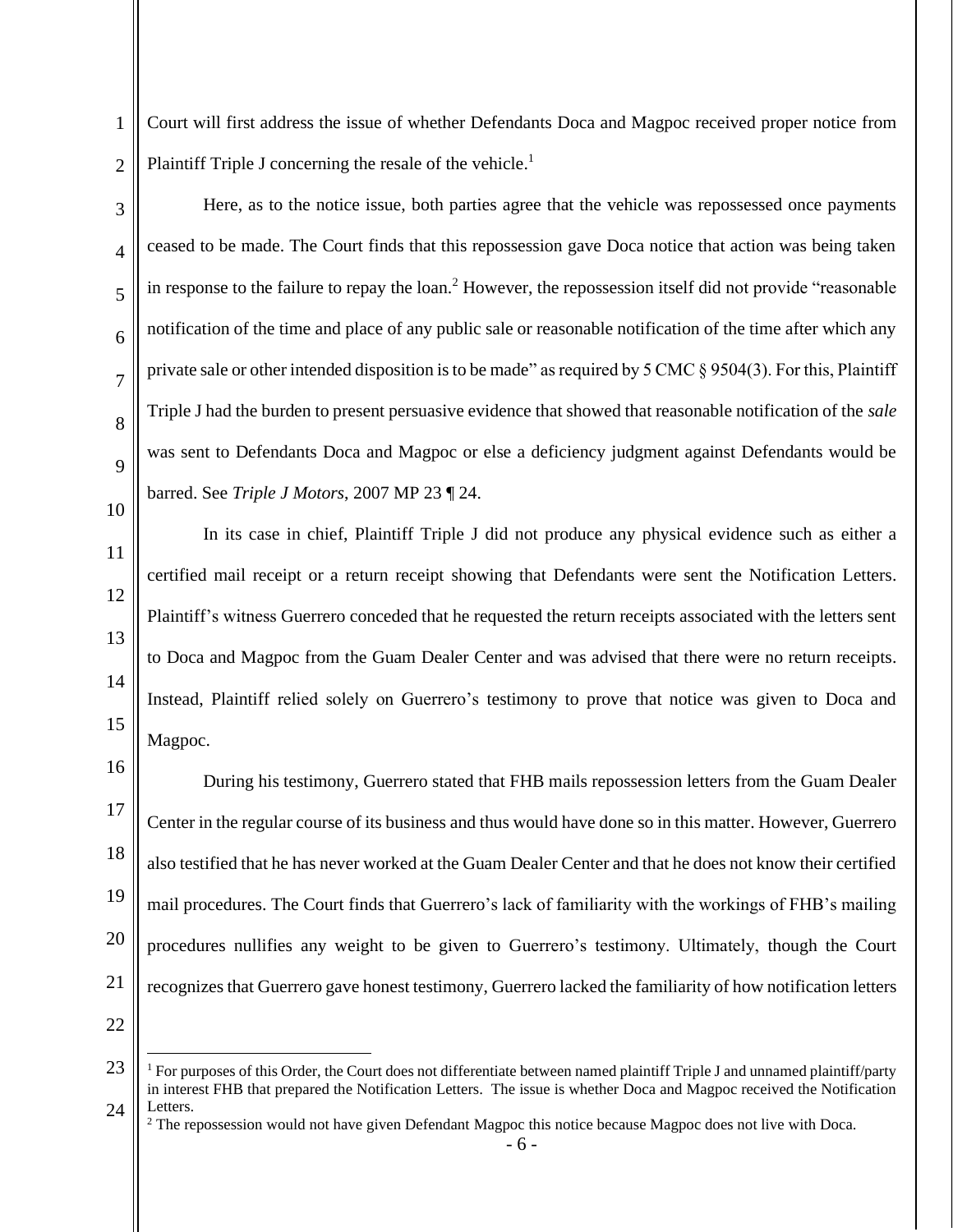Court will first address the issue of whether Defendants Doca and Magpoc received proper notice from Plaintiff Triple J concerning the resale of the vehicle.[1]

Here, as to the notice issue, both parties agree that the vehicle was repossessed once payments ceased to be made. The Court finds that this repossession gave Doca notice that action was being taken in response to the failure to repay the loan.[2] However, the repossession itself did not provide "reasonable notification of the time and place of any public sale or reasonable notification of the time after which any private sale or other intended disposition is to be made" as required by 5 CMC § 9504(3). For this, Plaintiff Triple J had the burden to present persuasive evidence that showed that reasonable notification of the *sale* was sent to Defendants Doca and Magpoc or else a deficiency judgment against Defendants would be barred. See *Triple J Motors*, 2007 MP 23 ¶ 24.

In its case in chief, Plaintiff Triple J did not produce any physical evidence such as either a certified mail receipt or a return receipt showing that Defendants were sent the Notification Letters. Plaintiff's witness Guerrero conceded that he requested the return receipts associated with the letters sent to Doca and Magpoc from the Guam Dealer Center and was advised that there were no return receipts. Instead, Plaintiff relied solely on Guerrero's testimony to prove that notice was given to Doca and Magpoc.

During his testimony, Guerrero stated that FHB mails repossession letters from the Guam Dealer Center in the regular course of its business and thus would have done so in this matter. However, Guerrero also testified that he has never worked at the Guam Dealer Center and that he does not know their certified mail procedures. The Court finds that Guerrero's lack of familiarity with the workings of FHB's mailing procedures nullifies any weight to be given to Guerrero's testimony. Ultimately, though the Court recognizes that Guerrero gave honest testimony, Guerrero lacked the familiarity of how notification letters

---

[1] For purposes of this Order, the Court does not differentiate between named plaintiff Triple J and unnamed plaintiff/party in interest FHB that prepared the Notification Letters. The issue is whether Doca and Magpoc received the Notification Letters.

[2] The repossession would not have given Defendant Magpoc this notice because Magpoc does not live with Doca.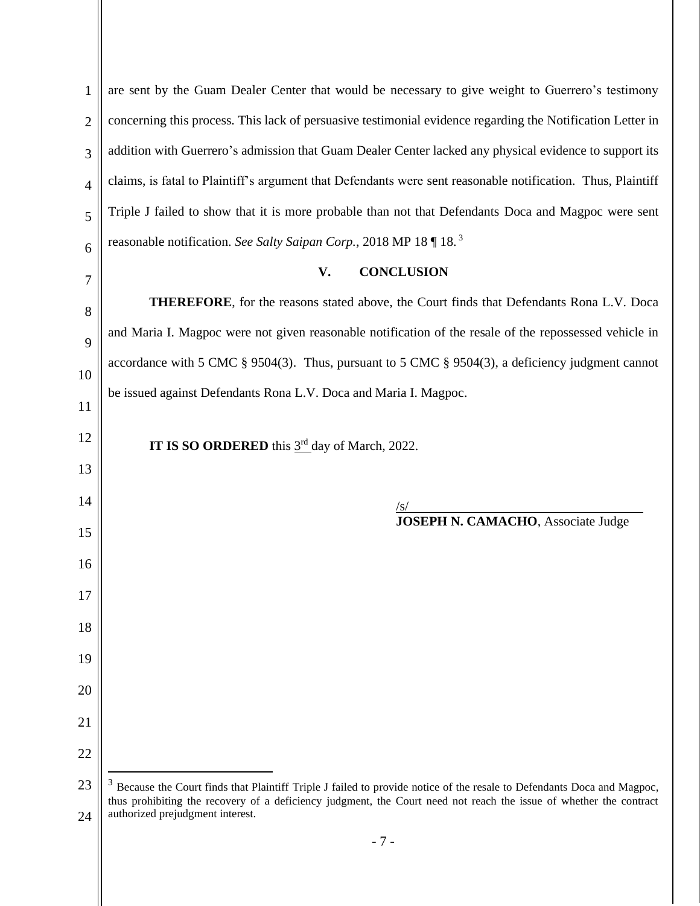are sent by the Guam Dealer Center that would be necessary to give weight to Guerrero's testimony concerning this process. This lack of persuasive testimonial evidence regarding the Notification Letter in addition with Guerrero's admission that Guam Dealer Center lacked any physical evidence to support its claims, is fatal to Plaintiff's argument that Defendants were sent reasonable notification. Thus, Plaintiff Triple J failed to show that it is more probable than not that Defendants Doca and Magpoc were sent reasonable notification. *See Salty Saipan Corp.*, 2018 MP 18 ¶ 18.[3]

## V. CONCLUSION

**THEREFORE**, for the reasons stated above, the Court finds that Defendants Rona L.V. Doca and Maria I. Magpoc were not given reasonable notification of the resale of the repossessed vehicle in accordance with 5 CMC § 9504(3). Thus, pursuant to 5 CMC § 9504(3), a deficiency judgment cannot be issued against Defendants Rona L.V. Doca and Maria I. Magpoc.

**IT IS SO ORDERED** this 3rd day of March, 2022.

/s/

**JOSEPH N. CAMACHO**, Associate Judge

---

[3] Because the Court finds that Plaintiff Triple J failed to provide notice of the resale to Defendants Doca and Magpoc, thus prohibiting the recovery of a deficiency judgment, the Court need not reach the issue of whether the contract authorized prejudgment interest.